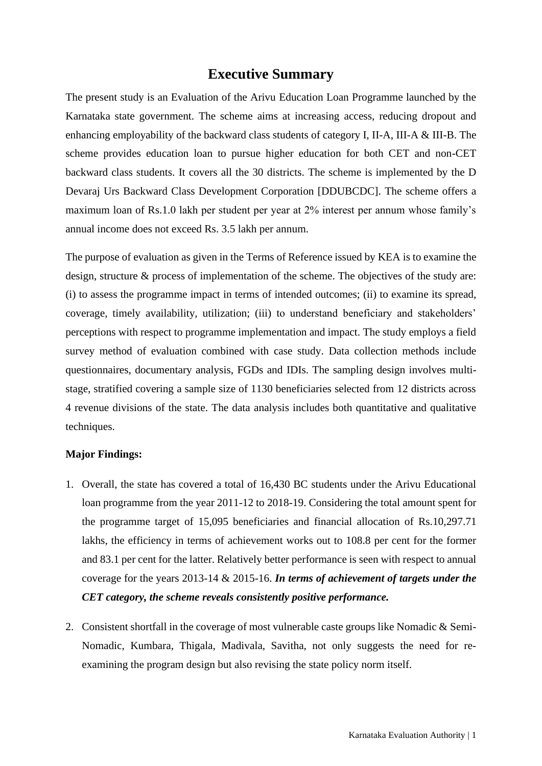# Executive Summary

The present study is an Evaluation of the Arivu Education Loan Programme launched by the Karnataka state government. The scheme aims at increasing access, reducing dropout and enhancing employability of the backward class students of category I, II-A, III-A & III-B. The scheme provides education loan to pursue higher education for both CET and non-CET backward class students. It covers all the 30 districts. The scheme is implemented by the D Devaraj Urs Backward Class Development Corporation [DDUBCDC]. The scheme offers a maximum loan of Rs.1.0 lakh per student per year at 2% interest per annum whose family's annual income does not exceed Rs. 3.5 lakh per annum.

The purpose of evaluation as given in the Terms of Reference issued by KEA is to examine the design, structure & process of implementation of the scheme. The objectives of the study are: (i) to assess the programme impact in terms of intended outcomes; (ii) to examine its spread, coverage, timely availability, utilization; (iii) to understand beneficiary and stakeholders' perceptions with respect to programme implementation and impact. The study employs a field survey method of evaluation combined with case study. Data collection methods include questionnaires, documentary analysis, FGDs and IDIs. The sampling design involves multi-stage, stratified covering a sample size of 1130 beneficiaries selected from 12 districts across 4 revenue divisions of the state. The data analysis includes both quantitative and qualitative techniques.

**Major Findings:**

1. Overall, the state has covered a total of 16,430 BC students under the Arivu Educational loan programme from the year 2011-12 to 2018-19. Considering the total amount spent for the programme target of 15,095 beneficiaries and financial allocation of Rs.10,297.71 lakhs, the efficiency in terms of achievement works out to 108.8 per cent for the former and 83.1 per cent for the latter. Relatively better performance is seen with respect to annual coverage for the years 2013-14 & 2015-16. ***In terms of achievement of targets under the CET category, the scheme reveals consistently positive performance.***

2. Consistent shortfall in the coverage of most vulnerable caste groups like Nomadic & Semi-Nomadic, Kumbara, Thigala, Madivala, Savitha, not only suggests the need for re-examining the program design but also revising the state policy norm itself.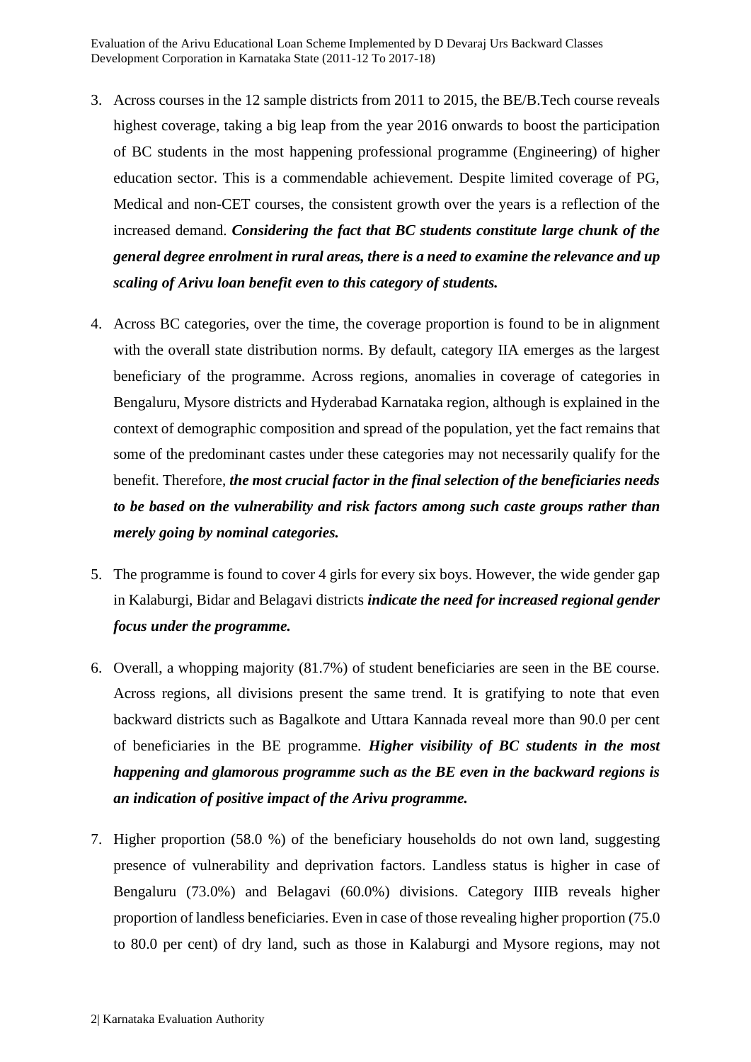3. Across courses in the 12 sample districts from 2011 to 2015, the BE/B.Tech course reveals highest coverage, taking a big leap from the year 2016 onwards to boost the participation of BC students in the most happening professional programme (Engineering) of higher education sector. This is a commendable achievement. Despite limited coverage of PG, Medical and non-CET courses, the consistent growth over the years is a reflection of the increased demand. ***Considering the fact that BC students constitute large chunk of the general degree enrolment in rural areas, there is a need to examine the relevance and up scaling of Arivu loan benefit even to this category of students.***

4. Across BC categories, over the time, the coverage proportion is found to be in alignment with the overall state distribution norms. By default, category IIA emerges as the largest beneficiary of the programme. Across regions, anomalies in coverage of categories in Bengaluru, Mysore districts and Hyderabad Karnataka region, although is explained in the context of demographic composition and spread of the population, yet the fact remains that some of the predominant castes under these categories may not necessarily qualify for the benefit. Therefore, ***the most crucial factor in the final selection of the beneficiaries needs to be based on the vulnerability and risk factors among such caste groups rather than merely going by nominal categories.***

5. The programme is found to cover 4 girls for every six boys. However, the wide gender gap in Kalaburgi, Bidar and Belagavi districts ***indicate the need for increased regional gender focus under the programme.***

6. Overall, a whopping majority (81.7%) of student beneficiaries are seen in the BE course. Across regions, all divisions present the same trend. It is gratifying to note that even backward districts such as Bagalkote and Uttara Kannada reveal more than 90.0 per cent of beneficiaries in the BE programme. ***Higher visibility of BC students in the most happening and glamorous programme such as the BE even in the backward regions is an indication of positive impact of the Arivu programme.***

7. Higher proportion (58.0 %) of the beneficiary households do not own land, suggesting presence of vulnerability and deprivation factors. Landless status is higher in case of Bengaluru (73.0%) and Belagavi (60.0%) divisions. Category IIIB reveals higher proportion of landless beneficiaries. Even in case of those revealing higher proportion (75.0 to 80.0 per cent) of dry land, such as those in Kalaburgi and Mysore regions, may not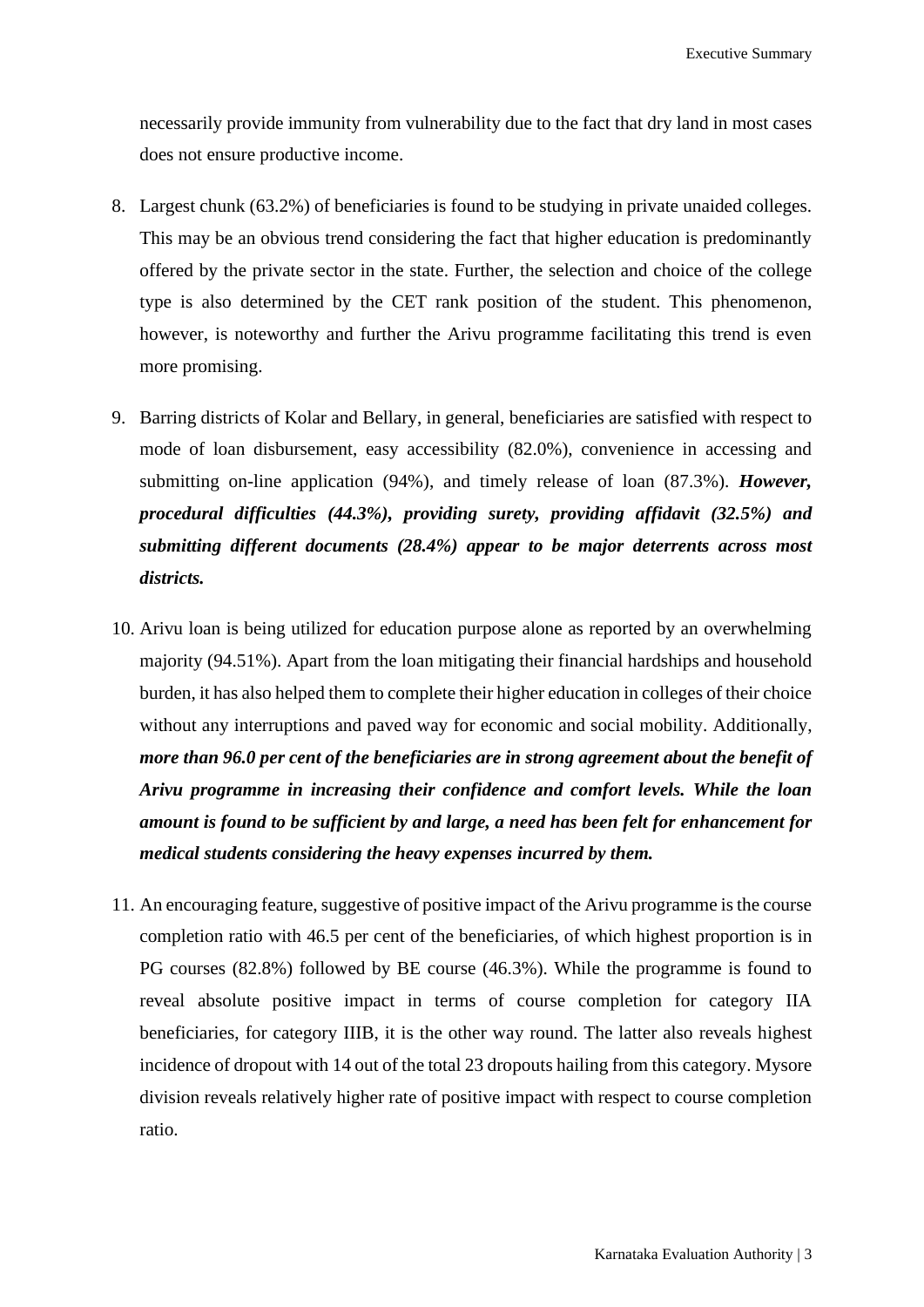necessarily provide immunity from vulnerability due to the fact that dry land in most cases does not ensure productive income.

8. Largest chunk (63.2%) of beneficiaries is found to be studying in private unaided colleges. This may be an obvious trend considering the fact that higher education is predominantly offered by the private sector in the state. Further, the selection and choice of the college type is also determined by the CET rank position of the student. This phenomenon, however, is noteworthy and further the Arivu programme facilitating this trend is even more promising.

9. Barring districts of Kolar and Bellary, in general, beneficiaries are satisfied with respect to mode of loan disbursement, easy accessibility (82.0%), convenience in accessing and submitting on-line application (94%), and timely release of loan (87.3%). ***However, procedural difficulties (44.3%), providing surety, providing affidavit (32.5%) and submitting different documents (28.4%) appear to be major deterrents across most districts.***

10. Arivu loan is being utilized for education purpose alone as reported by an overwhelming majority (94.51%). Apart from the loan mitigating their financial hardships and household burden, it has also helped them to complete their higher education in colleges of their choice without any interruptions and paved way for economic and social mobility. Additionally, ***more than 96.0 per cent of the beneficiaries are in strong agreement about the benefit of Arivu programme in increasing their confidence and comfort levels. While the loan amount is found to be sufficient by and large, a need has been felt for enhancement for medical students considering the heavy expenses incurred by them.***

11. An encouraging feature, suggestive of positive impact of the Arivu programme is the course completion ratio with 46.5 per cent of the beneficiaries, of which highest proportion is in PG courses (82.8%) followed by BE course (46.3%). While the programme is found to reveal absolute positive impact in terms of course completion for category IIA beneficiaries, for category IIIB, it is the other way round. The latter also reveals highest incidence of dropout with 14 out of the total 23 dropouts hailing from this category. Mysore division reveals relatively higher rate of positive impact with respect to course completion ratio.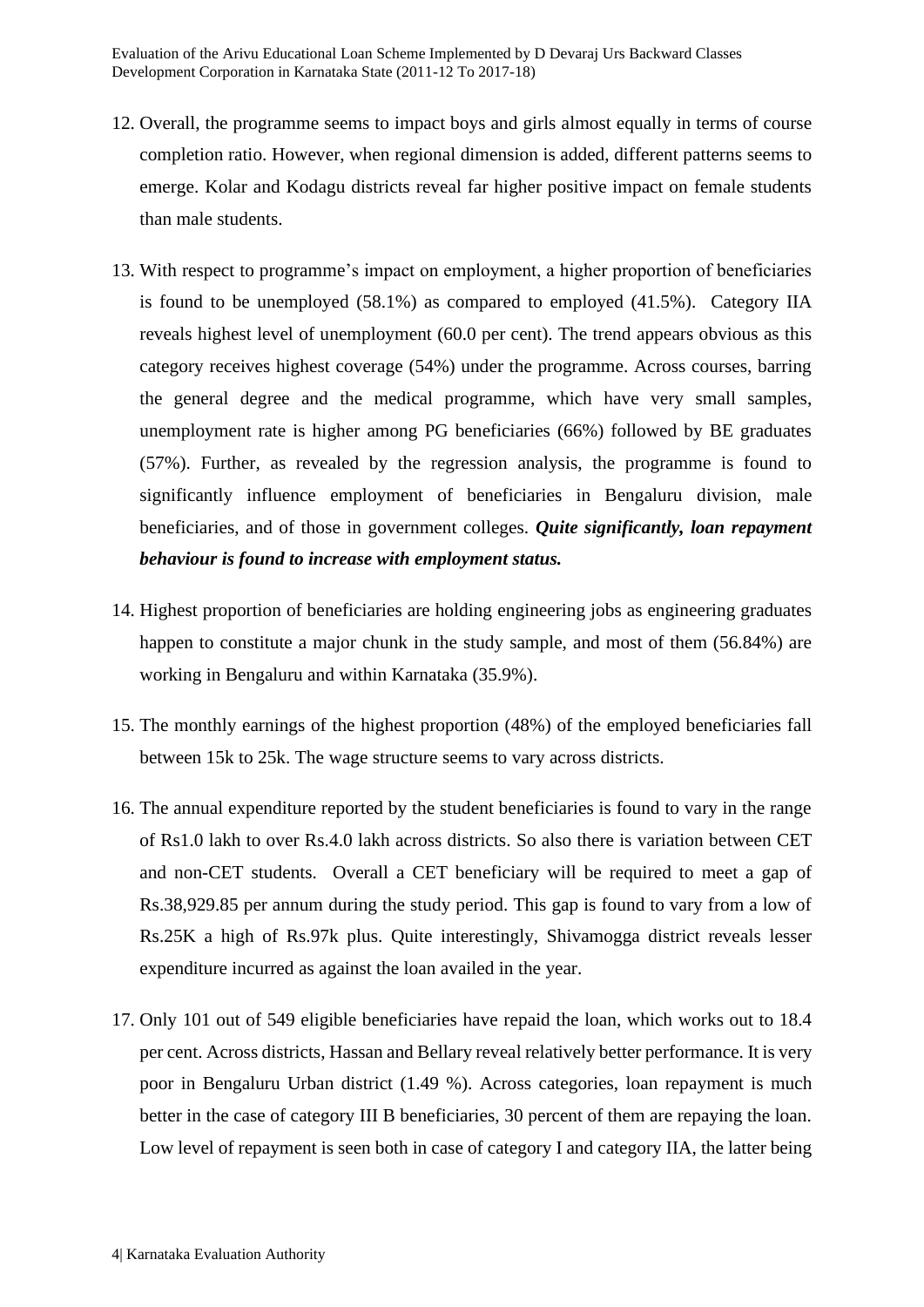12. Overall, the programme seems to impact boys and girls almost equally in terms of course completion ratio. However, when regional dimension is added, different patterns seems to emerge. Kolar and Kodagu districts reveal far higher positive impact on female students than male students.

13. With respect to programme's impact on employment, a higher proportion of beneficiaries is found to be unemployed (58.1%) as compared to employed (41.5%). Category IIA reveals highest level of unemployment (60.0 per cent). The trend appears obvious as this category receives highest coverage (54%) under the programme. Across courses, barring the general degree and the medical programme, which have very small samples, unemployment rate is higher among PG beneficiaries (66%) followed by BE graduates (57%). Further, as revealed by the regression analysis, the programme is found to significantly influence employment of beneficiaries in Bengaluru division, male beneficiaries, and of those in government colleges. ***Quite significantly, loan repayment behaviour is found to increase with employment status.***

14. Highest proportion of beneficiaries are holding engineering jobs as engineering graduates happen to constitute a major chunk in the study sample, and most of them (56.84%) are working in Bengaluru and within Karnataka (35.9%).

15. The monthly earnings of the highest proportion (48%) of the employed beneficiaries fall between 15k to 25k. The wage structure seems to vary across districts.

16. The annual expenditure reported by the student beneficiaries is found to vary in the range of Rs1.0 lakh to over Rs.4.0 lakh across districts. So also there is variation between CET and non-CET students. Overall a CET beneficiary will be required to meet a gap of Rs.38,929.85 per annum during the study period. This gap is found to vary from a low of Rs.25K a high of Rs.97k plus. Quite interestingly, Shivamogga district reveals lesser expenditure incurred as against the loan availed in the year.

17. Only 101 out of 549 eligible beneficiaries have repaid the loan, which works out to 18.4 per cent. Across districts, Hassan and Bellary reveal relatively better performance. It is very poor in Bengaluru Urban district (1.49 %). Across categories, loan repayment is much better in the case of category III B beneficiaries, 30 percent of them are repaying the loan. Low level of repayment is seen both in case of category I and category IIA, the latter being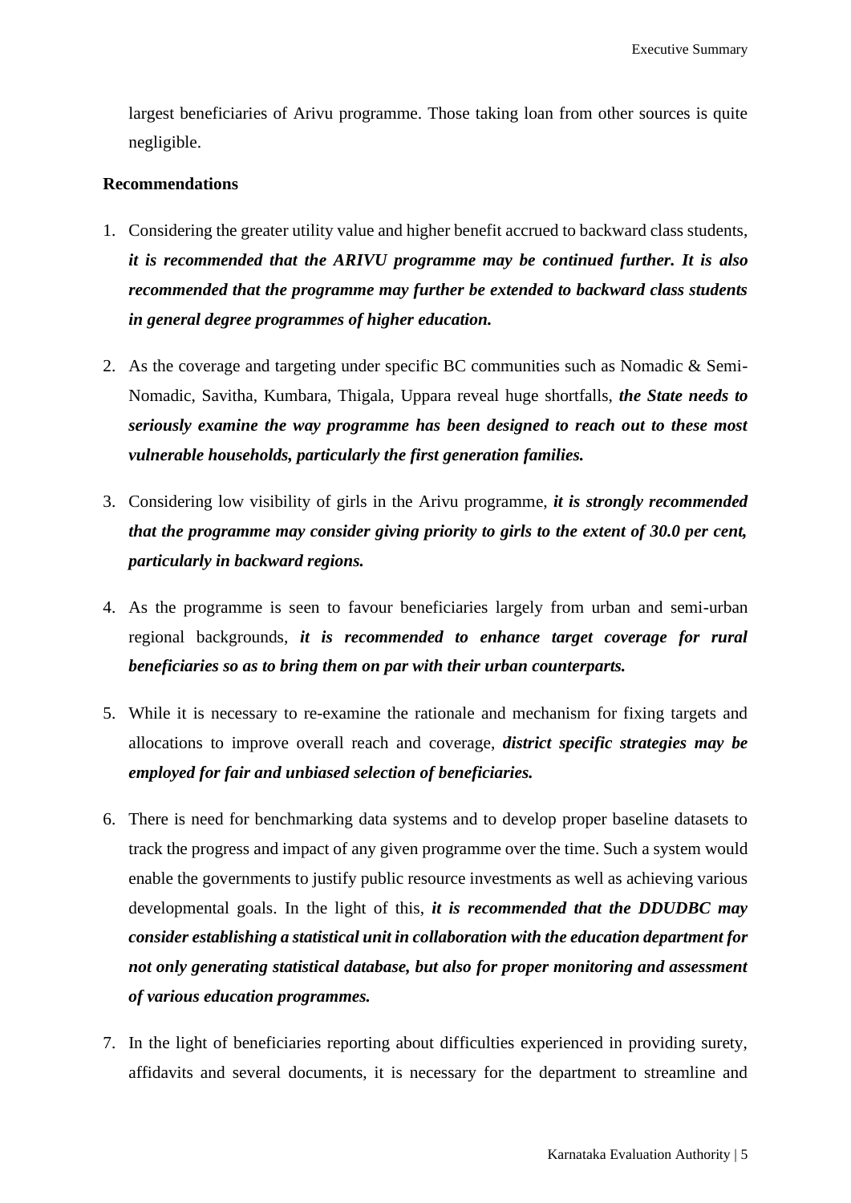largest beneficiaries of Arivu programme. Those taking loan from other sources is quite negligible.

**Recommendations**

1. Considering the greater utility value and higher benefit accrued to backward class students, ***it is recommended that the ARIVU programme may be continued further. It is also recommended that the programme may further be extended to backward class students in general degree programmes of higher education.***

2. As the coverage and targeting under specific BC communities such as Nomadic & Semi-Nomadic, Savitha, Kumbara, Thigala, Uppara reveal huge shortfalls, ***the State needs to seriously examine the way programme has been designed to reach out to these most vulnerable households, particularly the first generation families.***

3. Considering low visibility of girls in the Arivu programme, ***it is strongly recommended that the programme may consider giving priority to girls to the extent of 30.0 per cent, particularly in backward regions.***

4. As the programme is seen to favour beneficiaries largely from urban and semi-urban regional backgrounds, ***it is recommended to enhance target coverage for rural beneficiaries so as to bring them on par with their urban counterparts.***

5. While it is necessary to re-examine the rationale and mechanism for fixing targets and allocations to improve overall reach and coverage, ***district specific strategies may be employed for fair and unbiased selection of beneficiaries.***

6. There is need for benchmarking data systems and to develop proper baseline datasets to track the progress and impact of any given programme over the time. Such a system would enable the governments to justify public resource investments as well as achieving various developmental goals. In the light of this, ***it is recommended that the DDUDBC may consider establishing a statistical unit in collaboration with the education department for not only generating statistical database, but also for proper monitoring and assessment of various education programmes.***

7. In the light of beneficiaries reporting about difficulties experienced in providing surety, affidavits and several documents, it is necessary for the department to streamline and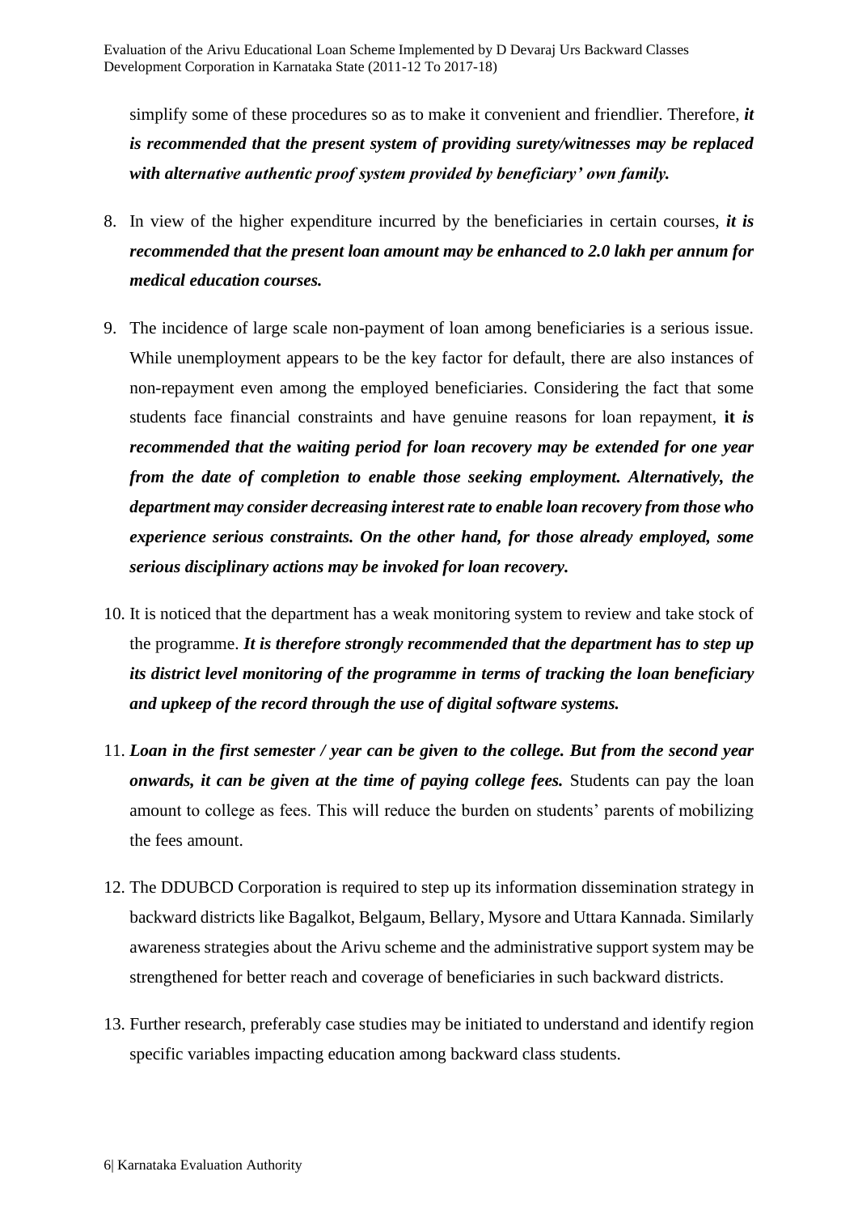simplify some of these procedures so as to make it convenient and friendlier. Therefore, ***it is recommended that the present system of providing surety/witnesses may be replaced with alternative authentic proof system provided by beneficiary' own family.***

8. In view of the higher expenditure incurred by the beneficiaries in certain courses, ***it is recommended that the present loan amount may be enhanced to 2.0 lakh per annum for medical education courses.***

9. The incidence of large scale non-payment of loan among beneficiaries is a serious issue. While unemployment appears to be the key factor for default, there are also instances of non-repayment even among the employed beneficiaries. Considering the fact that some students face financial constraints and have genuine reasons for loan repayment, **it** ***is recommended that the waiting period for loan recovery may be extended for one year from the date of completion to enable those seeking employment. Alternatively, the department may consider decreasing interest rate to enable loan recovery from those who experience serious constraints. On the other hand, for those already employed, some serious disciplinary actions may be invoked for loan recovery.***

10. It is noticed that the department has a weak monitoring system to review and take stock of the programme. ***It is therefore strongly recommended that the department has to step up its district level monitoring of the programme in terms of tracking the loan beneficiary and upkeep of the record through the use of digital software systems.***

11. ***Loan in the first semester / year can be given to the college. But from the second year onwards, it can be given at the time of paying college fees.*** Students can pay the loan amount to college as fees. This will reduce the burden on students' parents of mobilizing the fees amount.

12. The DDUBCD Corporation is required to step up its information dissemination strategy in backward districts like Bagalkot, Belgaum, Bellary, Mysore and Uttara Kannada. Similarly awareness strategies about the Arivu scheme and the administrative support system may be strengthened for better reach and coverage of beneficiaries in such backward districts.

13. Further research, preferably case studies may be initiated to understand and identify region specific variables impacting education among backward class students.